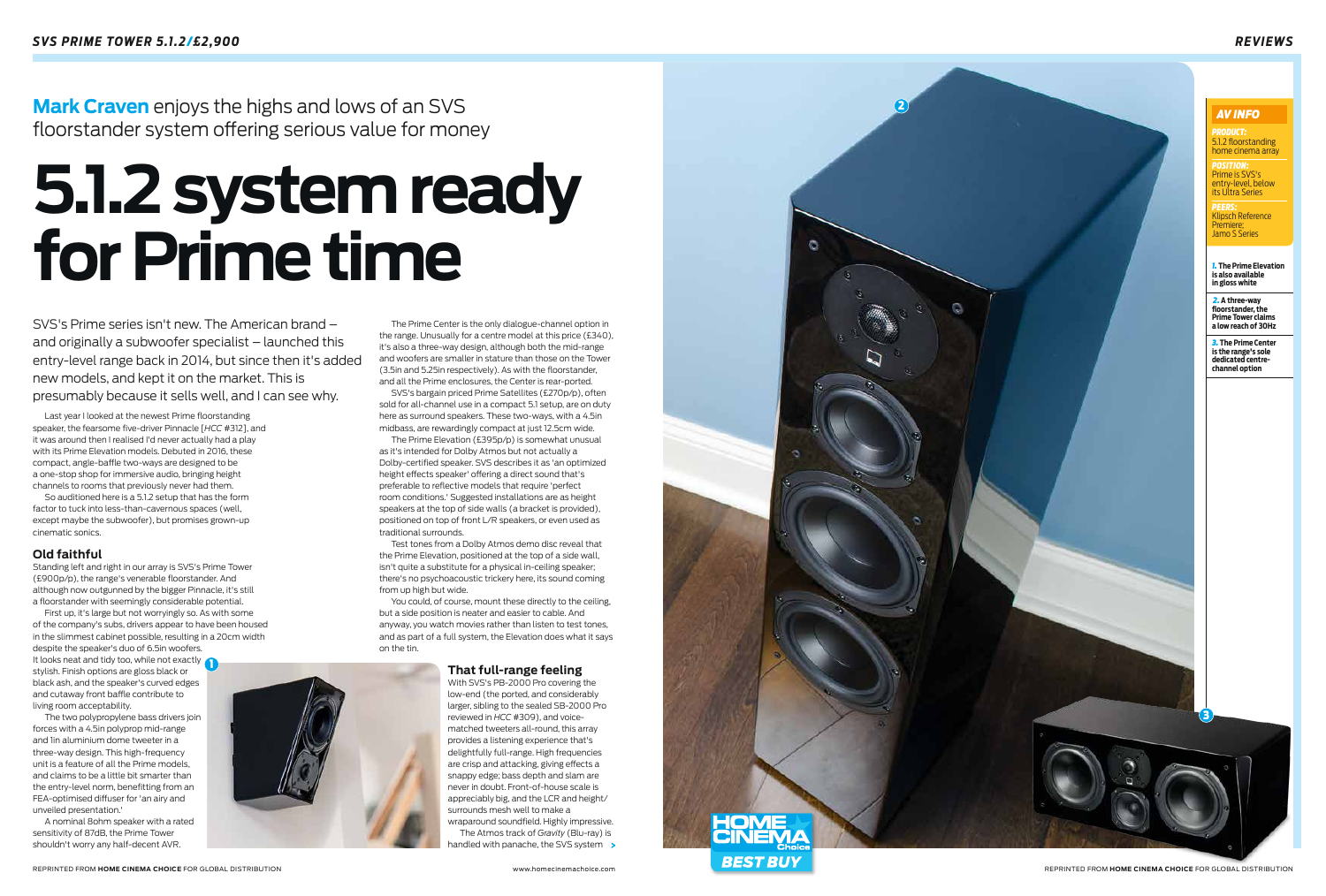**Mark Craven** enjoys the highs and lows of an SVS floorstander system offering serious value for money

# 5.1.2 system ready for Prime time

SVS's Prime series isn't new. The American brand – and originally a subwoofer specialist – launched this entry-level range back in 2014, but since then it's added new models, and kept it on the market. This is presumably because it sells well, and I can see why.

Last year I looked at the newest Prime floorstanding speaker, the fearsome five-driver Pinnacle [*HCC* #312], and it was around then I realised I'd never actually had a play with its Prime Elevation models. Debuted in 2016, these compact, angle-baffle two-ways are designed to be a one-stop shop for immersive audio, bringing height channels to rooms that previously never had them.

So auditioned here is a 5.1.2 setup that has the form factor to tuck into less-than-cavernous spaces (well, except maybe the subwoofer), but promises grown-up cinematic sonics.

## Old faithful

Standing left and right in our array is SVS's Prime Tower (£900p/p), the range's venerable floorstander. And although now outgunned by the bigger Pinnacle, it's still a floorstander with seemingly considerable potential.

First up, it's large but not worryingly so. As with some of the company's subs, drivers appear to have been housed in the slimmest cabinet possible, resulting in a 20cm width despite the speaker's duo of 6.5in woofers. It looks neat and tidy too, while not exactly stylish. Finish options are gloss black or black ash, and the speaker's curved edges and cutaway front baffle contribute to living room acceptability.

The two polypropylene bass drivers join forces with a 4.5in polyprop mid-range and 1in aluminium dome tweeter in a three-way design. This high-frequency unit is a feature of all the Prime models, and claims to be a little bit smarter than the entry-level norm, benefitting from an FEA-optimised diffuser for 'an airy and unveiled presentation.'

A nominal 8ohm speaker with a rated sensitivity of 87dB, the Prime Tower shouldn't worry any half-decent AVR.

The Prime Center is the only dialogue-channel option in the range. Unusually for a centre model at this price (£340), it's also a three-way design, although both the mid-range and woofers are smaller in stature than those on the Tower (3.5in and 5.25in respectively). As with the floorstander, and all the Prime enclosures, the Center is rear-ported.

SVS's bargain priced Prime Satellites (£270p/p), often sold for all-channel use in a compact 5.1 setup, are on duty here as surround speakers. These two-ways, with a 4.5in midbass, are rewardingly compact at just 12.5cm wide.

The Prime Elevation (£395p/p) is somewhat unusual as it's intended for Dolby Atmos but not actually a Dolby-certified speaker. SVS describes it as 'an optimized height effects speaker' offering a direct sound that's preferable to reflective models that require 'perfect room conditions.' Suggested installations are as height speakers at the top of side walls (a bracket is provided), positioned on top of front L/R speakers, or even used as traditional surrounds.

Test tones from a Dolby Atmos demo disc reveal that the Prime Elevation, positioned at the top of a side wall, isn't quite a substitute for a physical in-ceiling speaker; there's no psychoacoustic trickery here, its sound coming from up high but wide.

You could, of course, mount these directly to the ceiling, but a side position is neater and easier to cable. And anyway, you watch movies rather than listen to test tones, and as part of a full system, the Elevation does what it says on the tin.

## That full-range feeling

With SVS's PB-2000 Pro covering the low-end (the ported, and considerably larger, sibling to the sealed SB-2000 Pro reviewed in *HCC* #309), and voice-matched tweeters all-round, this array provides a listening experience that's delightfully full-range. High frequencies are crisp and attacking, giving effects a snappy edge; bass depth and slam are never in doubt. Front-of-house scale is appreciably big, and the LCR and height/surrounds mesh well to make a wraparound soundfield. Highly impressive.

The Atmos track of *Gravity* (Blu-ray) is handled with panache, the SVS system >

### AV INFO

**PRODUCT:** 5.1.2 floorstanding home cinema array

**POSITION:** Prime is SVS's entry-level, below its Ultra Series

**PEERS:** Klipsch Reference Premiere; Jamo S Series

**1.** The Prime Elevation is also available in gloss white

**2.** A three-way floorstander, the Prime Tower claims a low reach of 30Hz

**3.** The Prime Center is the range's sole dedicated centre-channel option

HOME CINEMA Choice BEST BUY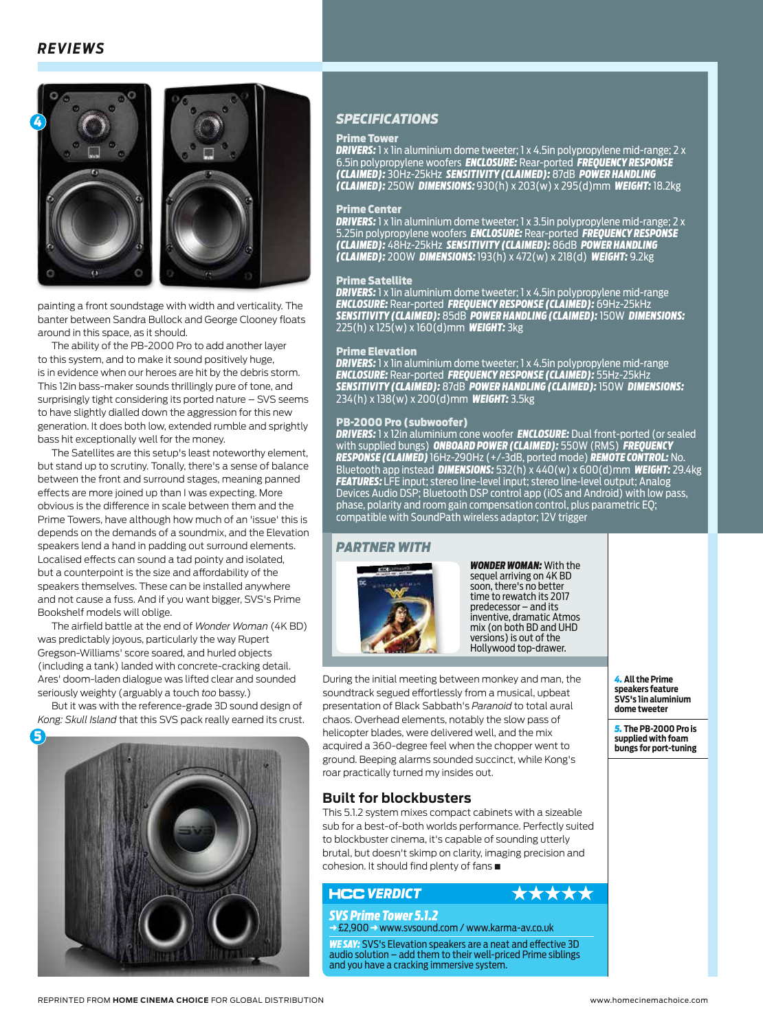painting a front soundstage with width and verticality. The banter between Sandra Bullock and George Clooney floats around in this space, as it should.

The ability of the PB-2000 Pro to add another layer to this system, and to make it sound positively huge, is in evidence when our heroes are hit by the debris storm. This 12in bass-maker sounds thrillingly pure of tone, and surprisingly tight considering its ported nature – SVS seems to have slightly dialled down the aggression for this new generation. It does both low, extended rumble and sprightly bass hit exceptionally well for the money.

The Satellites are this setup's least noteworthy element, but stand up to scrutiny. Tonally, there's a sense of balance between the front and surround stages, meaning panned effects are more joined up than I was expecting. More obvious is the difference in scale between them and the Prime Towers, have although how much of an 'issue' this is depends on the demands of a soundmix, and the Elevation speakers lend a hand in padding out surround elements. Localised effects can sound a tad pointy and isolated, but a counterpoint is the size and affordability of the speakers themselves. These can be installed anywhere and not cause a fuss. And if you want bigger, SVS's Prime Bookshelf models will oblige.

The airfield battle at the end of *Wonder Woman* (4K BD) was predictably joyous, particularly the way Rupert Gregson-Williams' score soared, and hurled objects (including a tank) landed with concrete-cracking detail. Ares' doom-laden dialogue was lifted clear and sounded seriously weighty (arguably a touch *too* bassy.)

But it was with the reference-grade 3D sound design of *Kong: Skull Island* that this SVS pack really earned its crust. During the initial meeting between monkey and man, the soundtrack segued effortlessly from a musical, upbeat presentation of Black Sabbath's *Paranoid* to total aural chaos. Overhead elements, notably the slow pass of helicopter blades, were delivered well, and the mix acquired a 360-degree feel when the chopper went to ground. Beeping alarms sounded succinct, while Kong's roar practically turned my insides out.

## Built for blockbusters

This 5.1.2 system mixes compact cabinets with a sizeable sub for a best-of-both worlds performance. Perfectly suited to blockbuster cinema, it's capable of sounding utterly brutal, but doesn't skimp on clarity, imaging precision and cohesion. It should find plenty of fans ■

**4. All the Prime speakers feature SVS's 1in aluminium dome tweeter**

**5. The PB-2000 Pro is supplied with foam bungs for port-tuning**

## SPECIFICATIONS

**Prime Tower**
***DRIVERS:*** 1 x 1in aluminium dome tweeter; 1 x 4.5in polypropylene mid-range; 2 x 6.5in polypropylene woofers ***ENCLOSURE:*** Rear-ported ***FREQUENCY RESPONSE (CLAIMED):*** 30Hz-25kHz ***SENSITIVITY (CLAIMED):*** 87dB ***POWER HANDLING (CLAIMED):*** 250W ***DIMENSIONS:*** 930(h) x 203(w) x 295(d)mm ***WEIGHT:*** 18.2kg

**Prime Center**
***DRIVERS:*** 1 x 1in aluminium dome tweeter; 1 x 3.5in polypropylene mid-range; 2 x 5.25in polypropylene woofers ***ENCLOSURE:*** Rear-ported ***FREQUENCY RESPONSE (CLAIMED):*** 48Hz-25kHz ***SENSITIVITY (CLAIMED):*** 86dB ***POWER HANDLING (CLAIMED):*** 200W ***DIMENSIONS:*** 193(h) x 472(w) x 218(d) ***WEIGHT:*** 9.2kg

**Prime Satellite**
***DRIVERS:*** 1 x 1in aluminium dome tweeter; 1 x 4.5in polypropylene mid-range ***ENCLOSURE:*** Rear-ported ***FREQUENCY RESPONSE (CLAIMED):*** 69Hz-25kHz ***SENSITIVITY (CLAIMED):*** 85dB ***POWER HANDLING (CLAIMED):*** 150W ***DIMENSIONS:*** 225(h) x 125(w) x 160(d)mm ***WEIGHT:*** 3kg

**Prime Elevation**
***DRIVERS:*** 1 x 1in aluminium dome tweeter; 1 x 4.5in polypropylene mid-range ***ENCLOSURE:*** Rear-ported ***FREQUENCY RESPONSE (CLAIMED):*** 55Hz-25kHz ***SENSITIVITY (CLAIMED):*** 87dB ***POWER HANDLING (CLAIMED):*** 150W ***DIMENSIONS:*** 234(h) x 138(w) x 200(d)mm ***WEIGHT:*** 3.5kg

**PB-2000 Pro (subwoofer)**
***DRIVERS:*** 1 x 12in aluminium cone woofer ***ENCLOSURE:*** Dual front-ported (or sealed with supplied bungs) ***ONBOARD POWER (CLAIMED):*** 550W (RMS) ***FREQUENCY RESPONSE (CLAIMED)*** 16Hz-290Hz (+/-3dB, ported mode) ***REMOTE CONTROL:*** No. Bluetooth app instead ***DIMENSIONS:*** 532(h) x 440(w) x 600(d)mm ***WEIGHT:*** 29.4kg ***FEATURES:*** LFE input; stereo line-level input; stereo line-level output; Analog Devices Audio DSP; Bluetooth DSP control app (iOS and Android) with low pass, phase, polarity and room gain compensation control, plus parametric EQ; compatible with SoundPath wireless adaptor; 12V trigger

## PARTNER WITH

***WONDER WOMAN:*** With the sequel arriving on 4K BD soon, there's no better time to rewatch its 2017 predecessor – and its inventive, dramatic Atmos mix (on both BD and UHD versions) is out of the Hollywood top-drawer.

## HCC VERDICT ★★★★★

***SVS Prime Tower 5.1.2***
→ £2,900 → www.svsound.com / www.karma-av.co.uk

***WE SAY:*** SVS's Elevation speakers are a neat and effective 3D audio solution – add them to their well-priced Prime siblings and you have a cracking immersive system.

REPRINTED FROM **HOME CINEMA CHOICE** FOR GLOBAL DISTRIBUTION